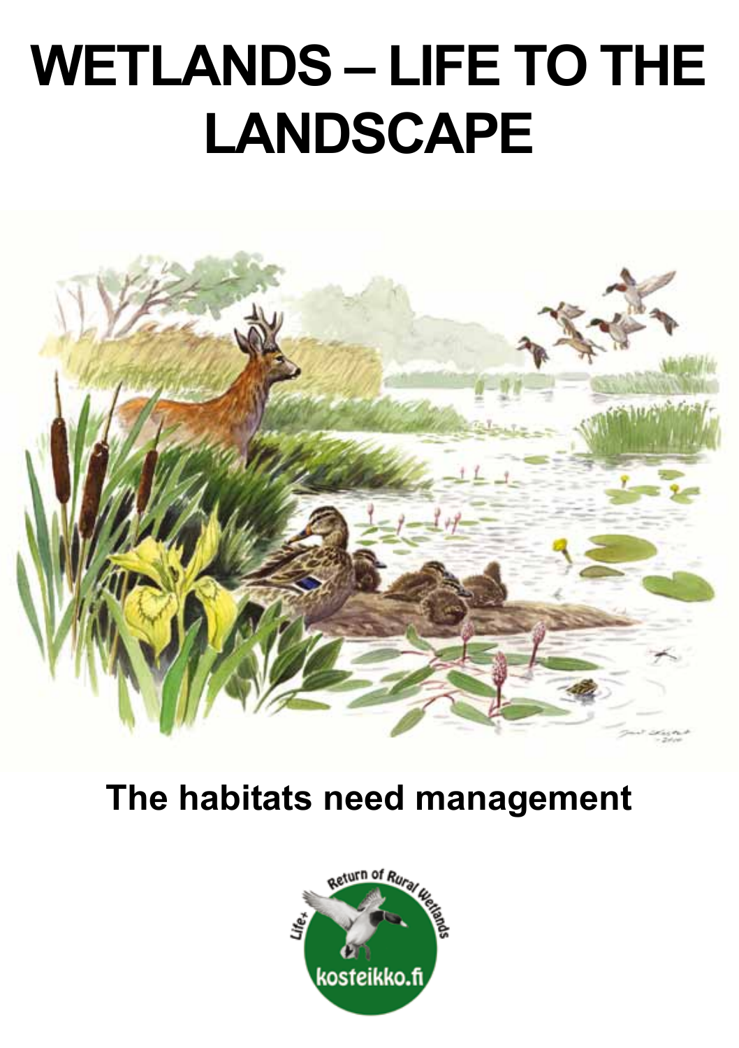# WETLANDS – LIFE TO THE LANDSCAPE

## The habitats need management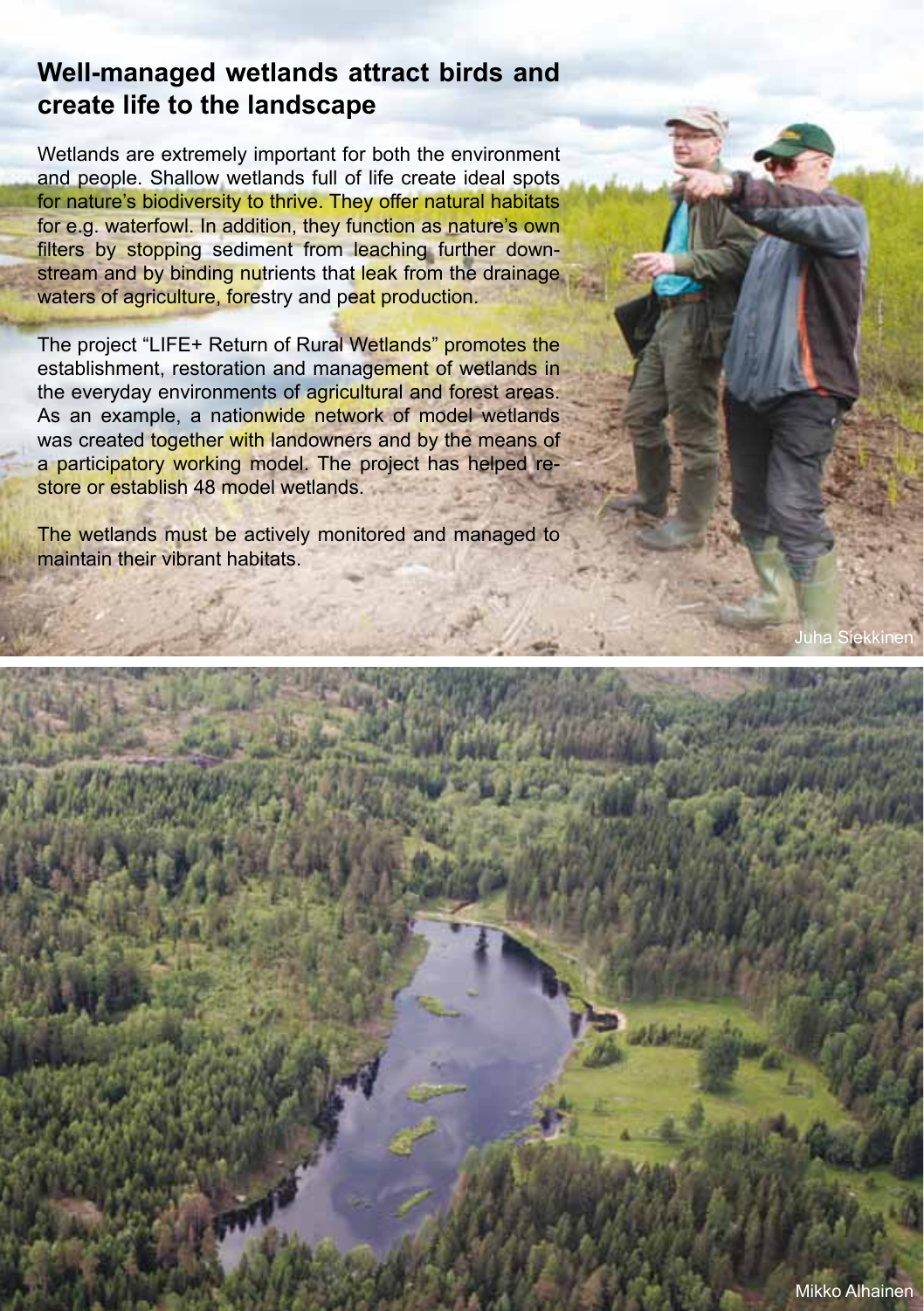## Well-managed wetlands attract birds and create life to the landscape

Wetlands are extremely important for both the environment and people. Shallow wetlands full of life create ideal spots for nature's biodiversity to thrive. They offer natural habitats for e.g. waterfowl. In addition, they function as nature's own filters by stopping sediment from leaching further downstream and by binding nutrients that leak from the drainage waters of agriculture, forestry and peat production.

The project "LIFE+ Return of Rural Wetlands" promotes the establishment, restoration and management of wetlands in the everyday environments of agricultural and forest areas. As an example, a nationwide network of model wetlands was created together with landowners and by the means of a participatory working model. The project has helped restore or establish 48 model wetlands.

The wetlands must be actively monitored and managed to maintain their vibrant habitats.

Juha Siekkinen

Mikko Alhainen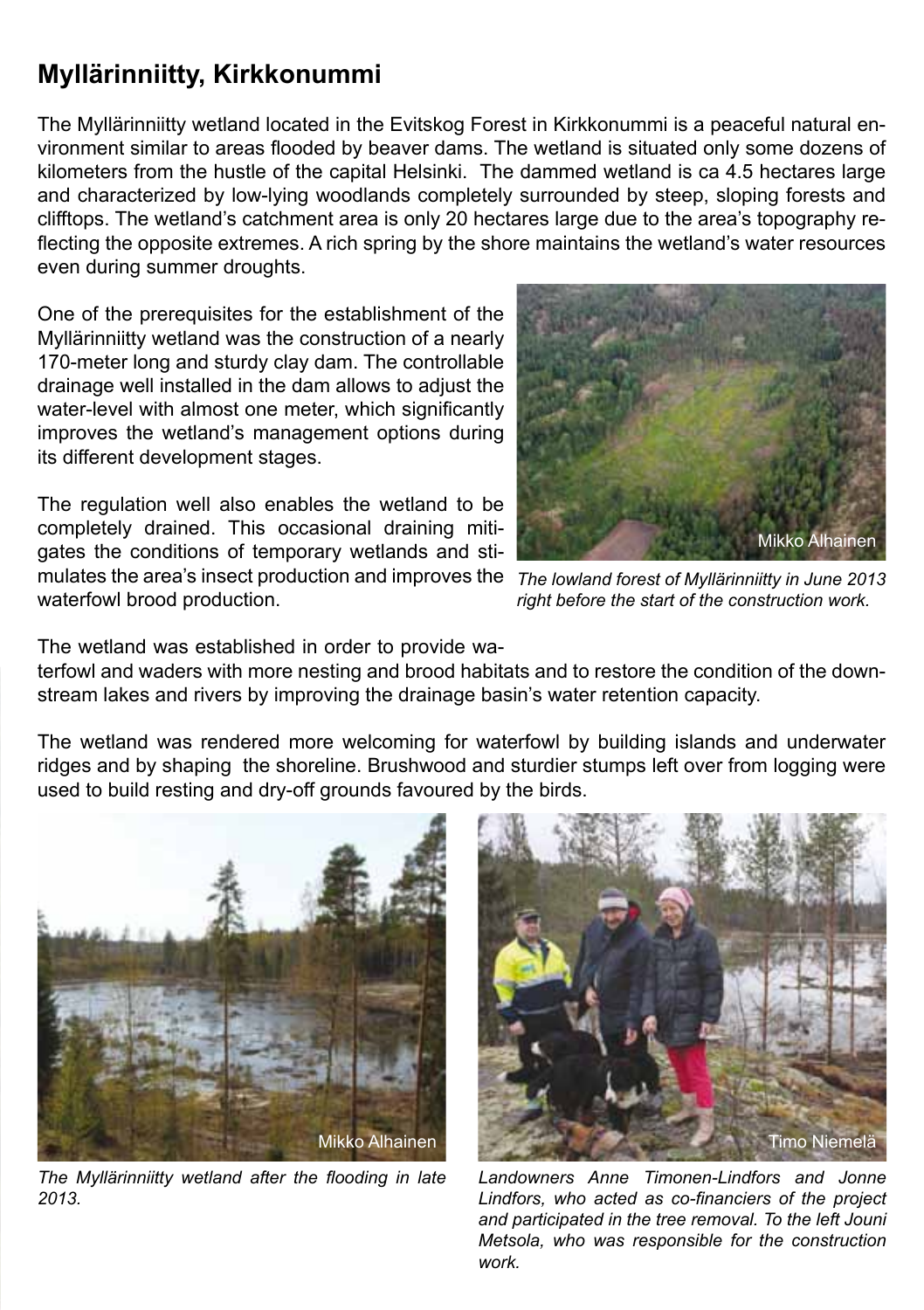## Myllärinniitty, Kirkkonummi

The Myllärinniitty wetland located in the Evitskog Forest in Kirkkonummi is a peaceful natural environment similar to areas flooded by beaver dams. The wetland is situated only some dozens of kilometers from the hustle of the capital Helsinki. The dammed wetland is ca 4.5 hectares large and characterized by low-lying woodlands completely surrounded by steep, sloping forests and clifftops. The wetland's catchment area is only 20 hectares large due to the area's topography reflecting the opposite extremes. A rich spring by the shore maintains the wetland's water resources even during summer droughts.

One of the prerequisites for the establishment of the Myllärinniitty wetland was the construction of a nearly 170-meter long and sturdy clay dam. The controllable drainage well installed in the dam allows to adjust the water-level with almost one meter, which significantly improves the wetland's management options during its different development stages.

The regulation well also enables the wetland to be completely drained. This occasional draining mitigates the conditions of temporary wetlands and stimulates the area's insect production and improves the waterfowl brood production.

Mikko Alhainen

*The lowland forest of Myllärinniitty in June 2013 right before the start of the construction work.*

The wetland was established in order to provide waterfowl and waders with more nesting and brood habitats and to restore the condition of the downstream lakes and rivers by improving the drainage basin's water retention capacity.

The wetland was rendered more welcoming for waterfowl by building islands and underwater ridges and by shaping the shoreline. Brushwood and sturdier stumps left over from logging were used to build resting and dry-off grounds favoured by the birds.

Mikko Alhainen

*The Myllärinniitty wetland after the flooding in late 2013.*

Timo Niemelä

*Landowners Anne Timonen-Lindfors and Jonne Lindfors, who acted as co-financiers of the project and participated in the tree removal. To the left Jouni Metsola, who was responsible for the construction work.*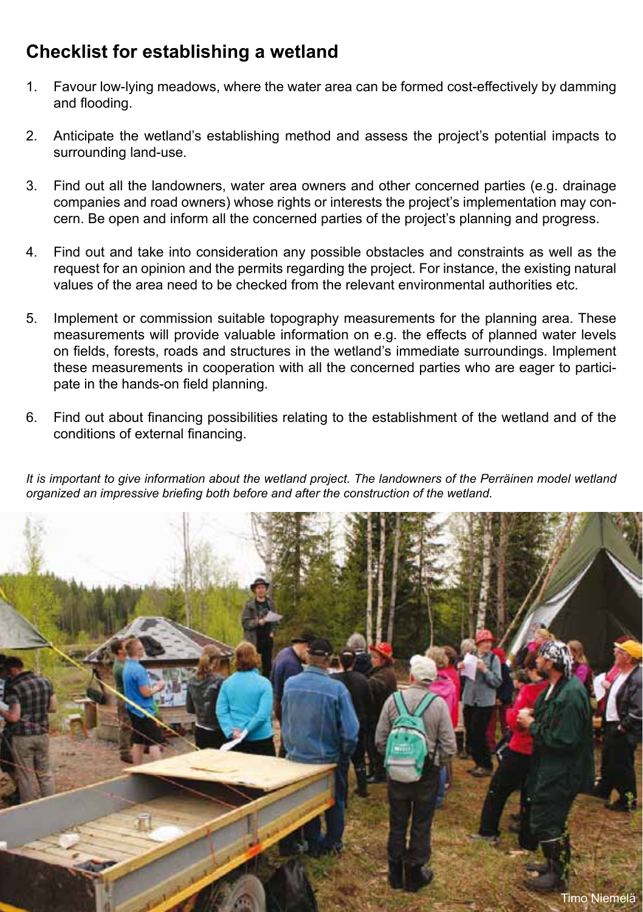## Checklist for establishing a wetland

1. Favour low-lying meadows, where the water area can be formed cost-effectively by damming and flooding.

2. Anticipate the wetland's establishing method and assess the project's potential impacts to surrounding land-use.

3. Find out all the landowners, water area owners and other concerned parties (e.g. drainage companies and road owners) whose rights or interests the project's implementation may concern. Be open and inform all the concerned parties of the project's planning and progress.

4. Find out and take into consideration any possible obstacles and constraints as well as the request for an opinion and the permits regarding the project. For instance, the existing natural values of the area need to be checked from the relevant environmental authorities etc.

5. Implement or commission suitable topography measurements for the planning area. These measurements will provide valuable information on e.g. the effects of planned water levels on fields, forests, roads and structures in the wetland's immediate surroundings. Implement these measurements in cooperation with all the concerned parties who are eager to participate in the hands-on field planning.

6. Find out about financing possibilities relating to the establishment of the wetland and of the conditions of external financing.

*It is important to give information about the wetland project. The landowners of the Perräinen model wetland organized an impressive briefing both before and after the construction of the wetland.*

Timo Niemelä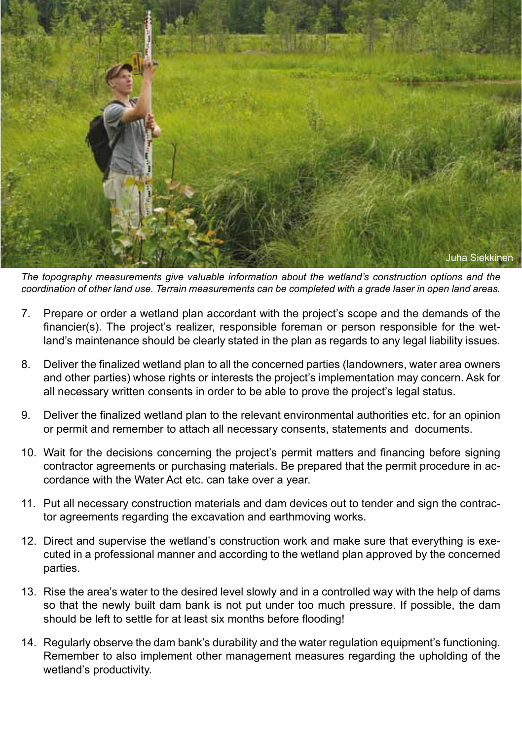*The topography measurements give valuable information about the wetland's construction options and the coordination of other land use. Terrain measurements can be completed with a grade laser in open land areas.*

7. Prepare or order a wetland plan accordant with the project's scope and the demands of the financier(s). The project's realizer, responsible foreman or person responsible for the wetland's maintenance should be clearly stated in the plan as regards to any legal liability issues.

8. Deliver the finalized wetland plan to all the concerned parties (landowners, water area owners and other parties) whose rights or interests the project's implementation may concern. Ask for all necessary written consents in order to be able to prove the project's legal status.

9. Deliver the finalized wetland plan to the relevant environmental authorities etc. for an opinion or permit and remember to attach all necessary consents, statements and documents.

10. Wait for the decisions concerning the project's permit matters and financing before signing contractor agreements or purchasing materials. Be prepared that the permit procedure in accordance with the Water Act etc. can take over a year.

11. Put all necessary construction materials and dam devices out to tender and sign the contractor agreements regarding the excavation and earthmoving works.

12. Direct and supervise the wetland's construction work and make sure that everything is executed in a professional manner and according to the wetland plan approved by the concerned parties.

13. Rise the area's water to the desired level slowly and in a controlled way with the help of dams so that the newly built dam bank is not put under too much pressure. If possible, the dam should be left to settle for at least six months before flooding!

14. Regularly observe the dam bank's durability and the water regulation equipment's functioning. Remember to also implement other management measures regarding the upholding of the wetland's productivity.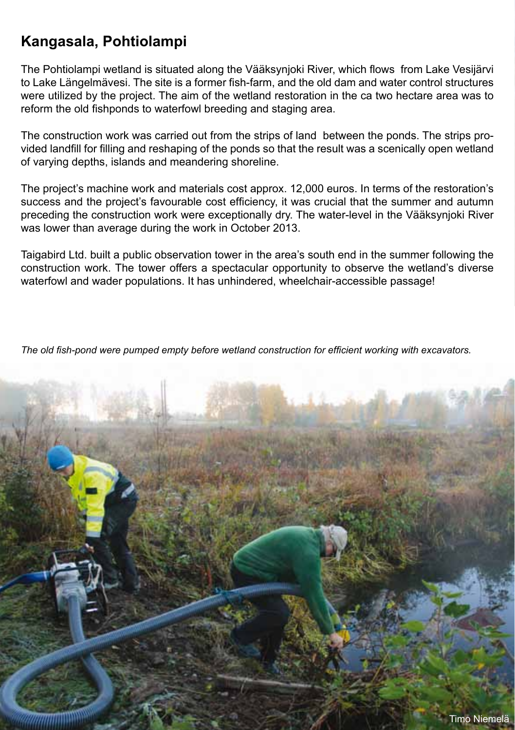## Kangasala, Pohtiolampi

The Pohtiolampi wetland is situated along the Vääksynjoki River, which flows from Lake Vesijärvi to Lake Längelmävesi. The site is a former fish-farm, and the old dam and water control structures were utilized by the project. The aim of the wetland restoration in the ca two hectare area was to reform the old fishponds to waterfowl breeding and staging area.

The construction work was carried out from the strips of land between the ponds. The strips provided landfill for filling and reshaping of the ponds so that the result was a scenically open wetland of varying depths, islands and meandering shoreline.

The project's machine work and materials cost approx. 12,000 euros. In terms of the restoration's success and the project's favourable cost efficiency, it was crucial that the summer and autumn preceding the construction work were exceptionally dry. The water-level in the Vääksynjoki River was lower than average during the work in October 2013.

Taigabird Ltd. built a public observation tower in the area's south end in the summer following the construction work. The tower offers a spectacular opportunity to observe the wetland's diverse waterfowl and wader populations. It has unhindered, wheelchair-accessible passage!

*The old fish-pond were pumped empty before wetland construction for efficient working with excavators.*

Timo Niemelä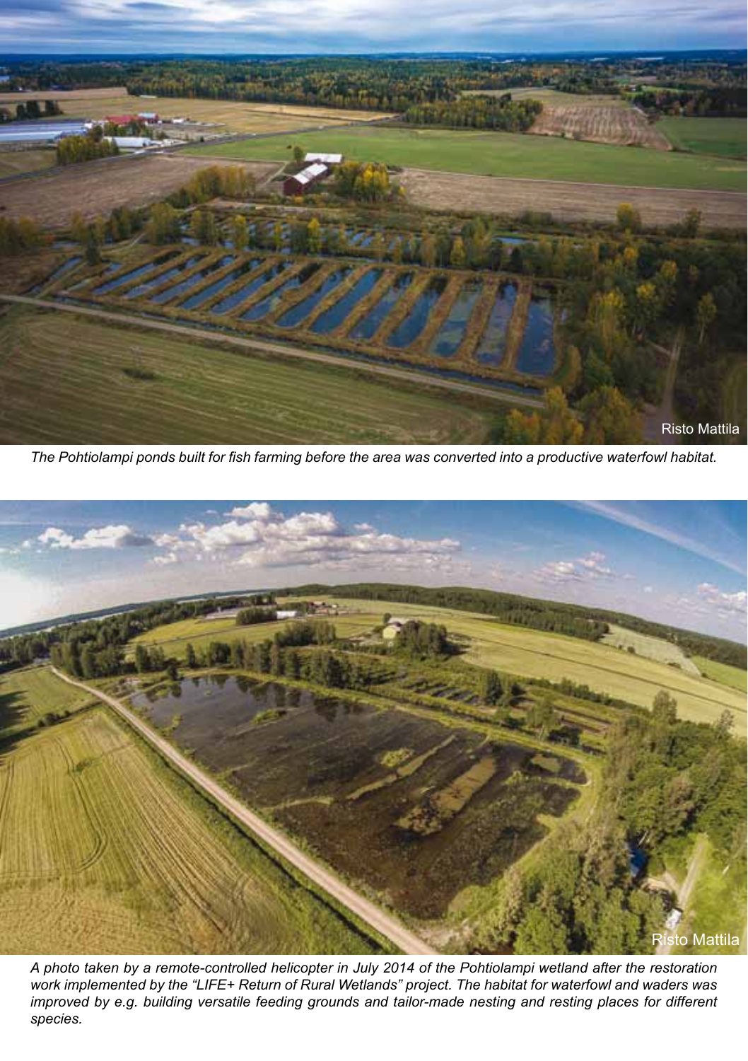*The Pohtiolampi ponds built for fish farming before the area was converted into a productive waterfowl habitat.*

*A photo taken by a remote-controlled helicopter in July 2014 of the Pohtiolampi wetland after the restoration work implemented by the “LIFE+ Return of Rural Wetlands” project. The habitat for waterfowl and waders was improved by e.g. building versatile feeding grounds and tailor-made nesting and resting places for different species.*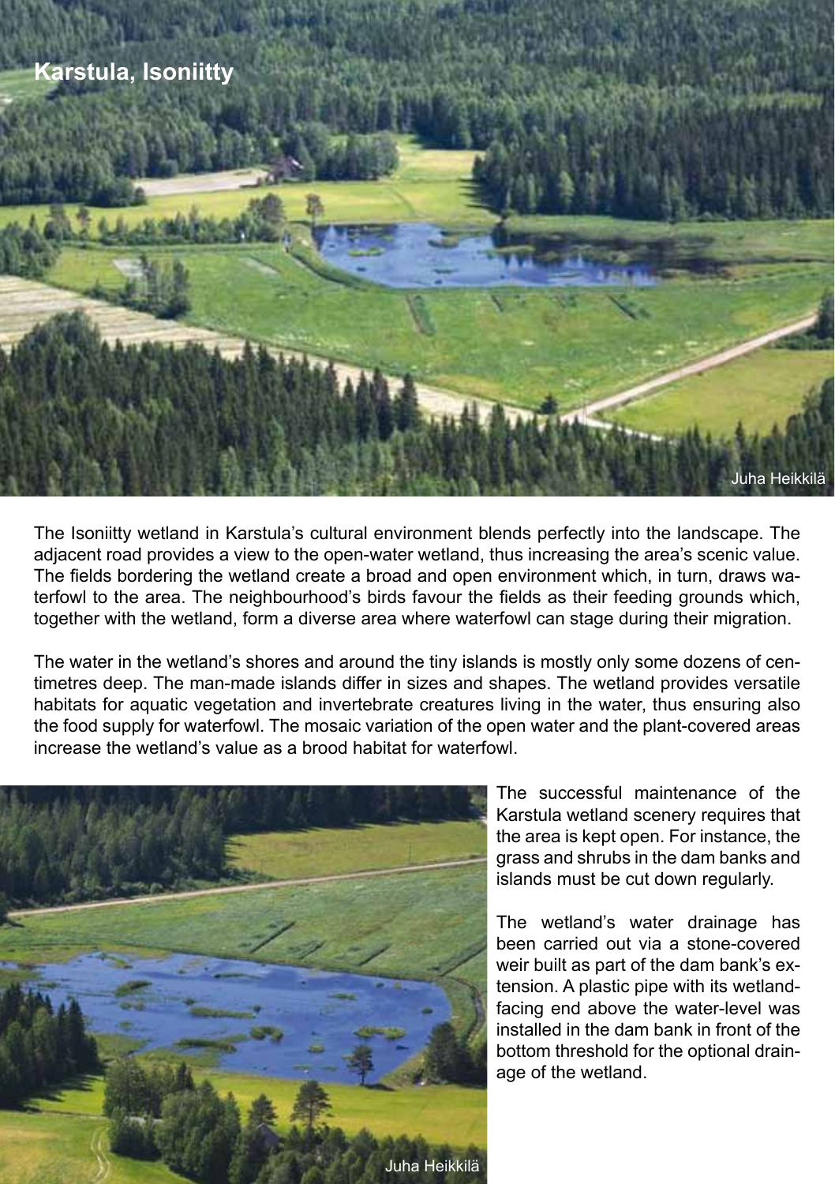# Karstula, Isoniitty

Juha Heikkilä

The Isoniitty wetland in Karstula's cultural environment blends perfectly into the landscape. The adjacent road provides a view to the open-water wetland, thus increasing the area's scenic value. The fields bordering the wetland create a broad and open environment which, in turn, draws waterfowl to the area. The neighbourhood's birds favour the fields as their feeding grounds which, together with the wetland, form a diverse area where waterfowl can stage during their migration.

The water in the wetland's shores and around the tiny islands is mostly only some dozens of centimetres deep. The man-made islands differ in sizes and shapes. The wetland provides versatile habitats for aquatic vegetation and invertebrate creatures living in the water, thus ensuring also the food supply for waterfowl. The mosaic variation of the open water and the plant-covered areas increase the wetland's value as a brood habitat for waterfowl.

Juha Heikkilä

The successful maintenance of the Karstula wetland scenery requires that the area is kept open. For instance, the grass and shrubs in the dam banks and islands must be cut down regularly.

The wetland's water drainage has been carried out via a stone-covered weir built as part of the dam bank's extension. A plastic pipe with its wetland-facing end above the water-level was installed in the dam bank in front of the bottom threshold for the optional drainage of the wetland.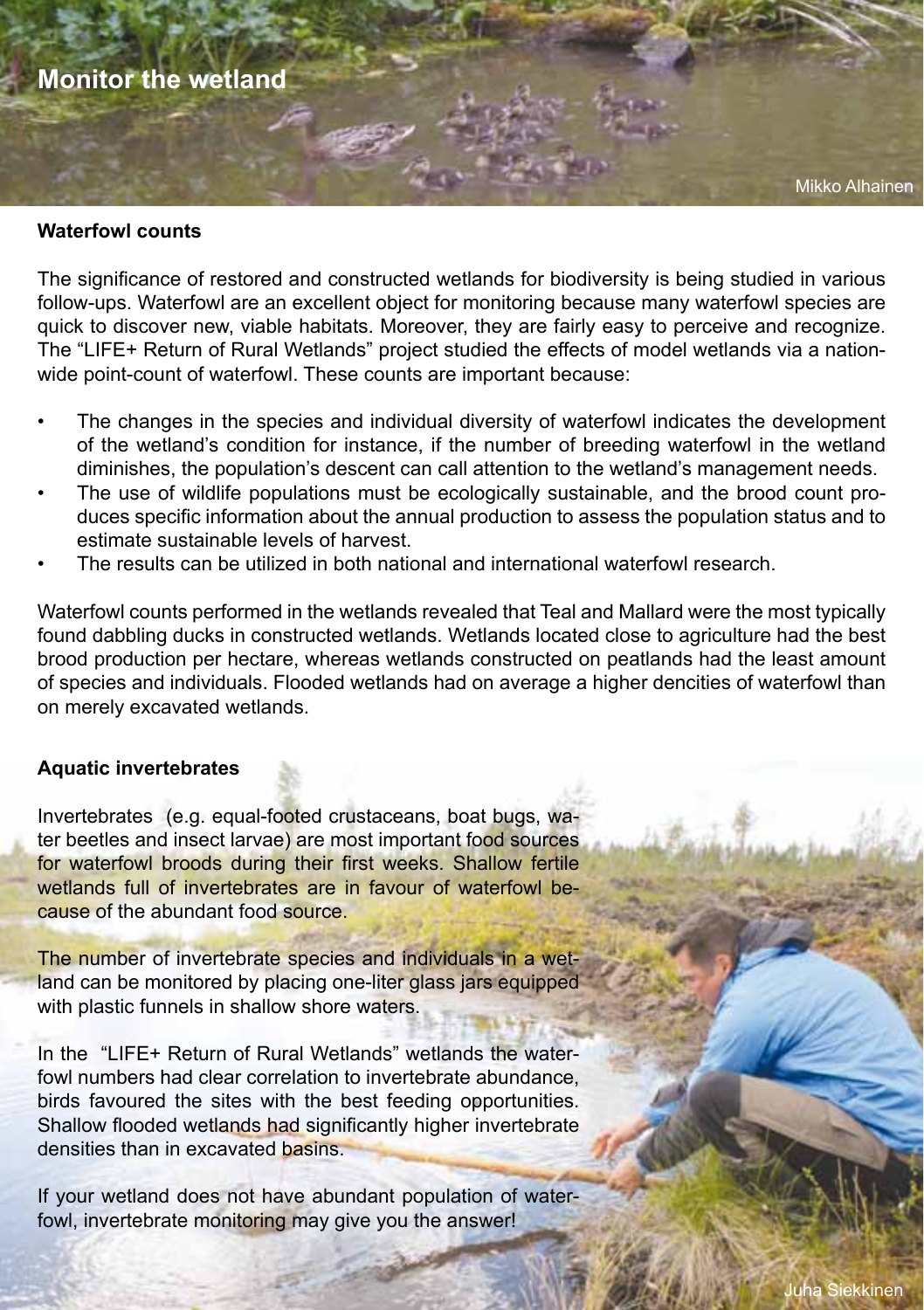# Monitor the wetland

Mikko Alhainen

### Waterfowl counts

The significance of restored and constructed wetlands for biodiversity is being studied in various follow-ups. Waterfowl are an excellent object for monitoring because many waterfowl species are quick to discover new, viable habitats. Moreover, they are fairly easy to perceive and recognize. The "LIFE+ Return of Rural Wetlands" project studied the effects of model wetlands via a nation-wide point-count of waterfowl. These counts are important because:

- The changes in the species and individual diversity of waterfowl indicates the development of the wetland's condition for instance, if the number of breeding waterfowl in the wetland diminishes, the population's descent can call attention to the wetland's management needs.
- The use of wildlife populations must be ecologically sustainable, and the brood count produces specific information about the annual production to assess the population status and to estimate sustainable levels of harvest.
- The results can be utilized in both national and international waterfowl research.

Waterfowl counts performed in the wetlands revealed that Teal and Mallard were the most typically found dabbling ducks in constructed wetlands. Wetlands located close to agriculture had the best brood production per hectare, whereas wetlands constructed on peatlands had the least amount of species and individuals. Flooded wetlands had on average a higher dencities of waterfowl than on merely excavated wetlands.

### Aquatic invertebrates

Invertebrates (e.g. equal-footed crustaceans, boat bugs, water beetles and insect larvae) are most important food sources for waterfowl broods during their first weeks. Shallow fertile wetlands full of invertebrates are in favour of waterfowl because of the abundant food source.

The number of invertebrate species and individuals in a wetland can be monitored by placing one-liter glass jars equipped with plastic funnels in shallow shore waters.

In the "LIFE+ Return of Rural Wetlands" wetlands the waterfowl numbers had clear correlation to invertebrate abundance, birds favoured the sites with the best feeding opportunities. Shallow flooded wetlands had significantly higher invertebrate densities than in excavated basins.

If your wetland does not have abundant population of waterfowl, invertebrate monitoring may give you the answer!

Juha Siekkinen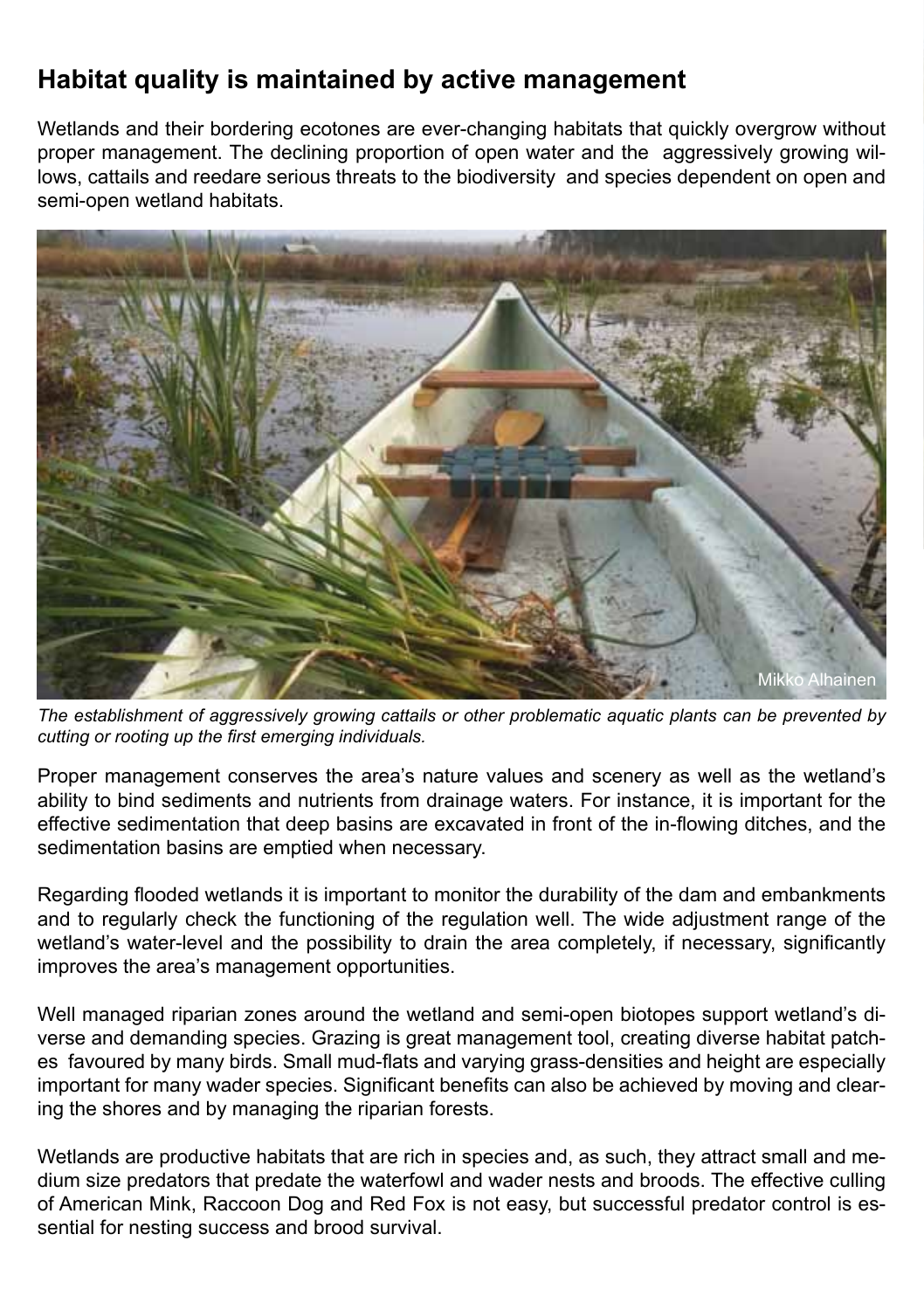## Habitat quality is maintained by active management

Wetlands and their bordering ecotones are ever-changing habitats that quickly overgrow without proper management. The declining proportion of open water and the aggressively growing willows, cattails and reedare serious threats to the biodiversity and species dependent on open and semi-open wetland habitats.

*The establishment of aggressively growing cattails or other problematic aquatic plants can be prevented by cutting or rooting up the first emerging individuals.*

Proper management conserves the area's nature values and scenery as well as the wetland's ability to bind sediments and nutrients from drainage waters. For instance, it is important for the effective sedimentation that deep basins are excavated in front of the in-flowing ditches, and the sedimentation basins are emptied when necessary.

Regarding flooded wetlands it is important to monitor the durability of the dam and embankments and to regularly check the functioning of the regulation well. The wide adjustment range of the wetland's water-level and the possibility to drain the area completely, if necessary, significantly improves the area's management opportunities.

Well managed riparian zones around the wetland and semi-open biotopes support wetland's diverse and demanding species. Grazing is great management tool, creating diverse habitat patches favoured by many birds. Small mud-flats and varying grass-densities and height are especially important for many wader species. Significant benefits can also be achieved by moving and clearing the shores and by managing the riparian forests.

Wetlands are productive habitats that are rich in species and, as such, they attract small and medium size predators that predate the waterfowl and wader nests and broods. The effective culling of American Mink, Raccoon Dog and Red Fox is not easy, but successful predator control is essential for nesting success and brood survival.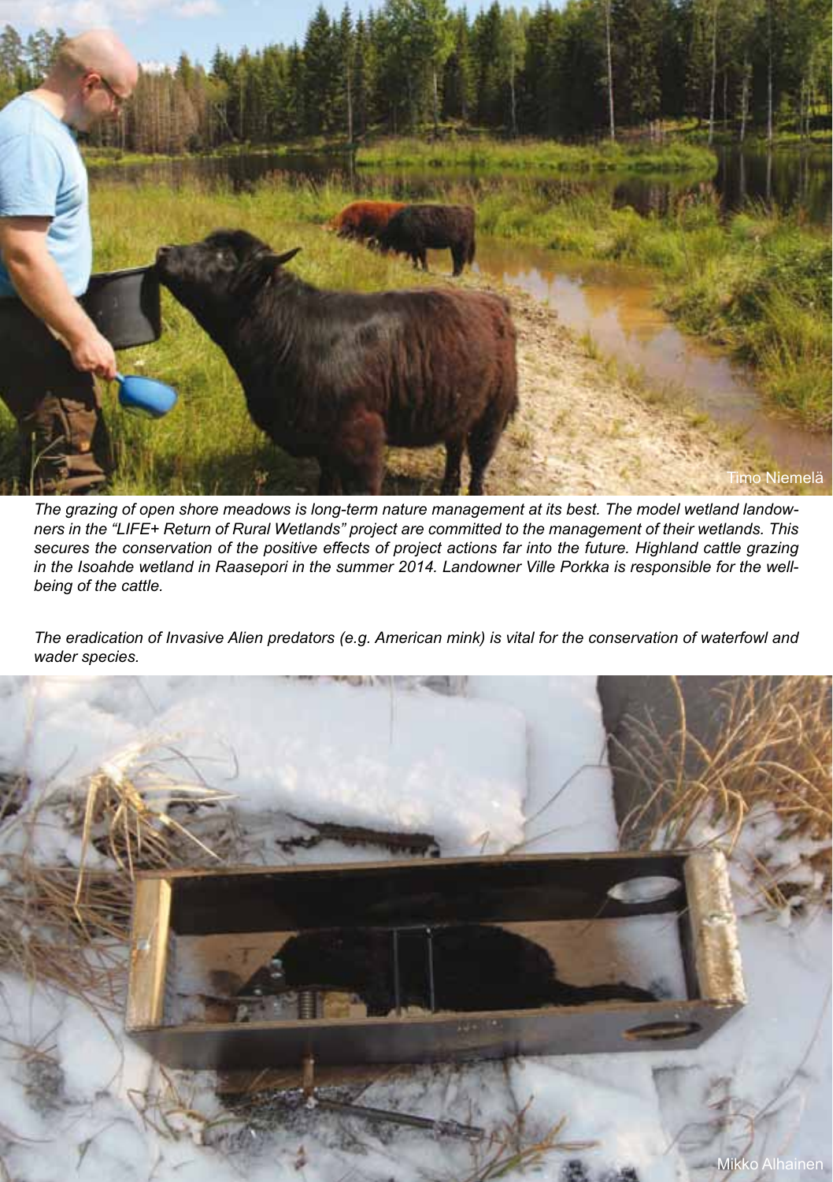*The grazing of open shore meadows is long-term nature management at its best. The model wetland landowners in the "LIFE+ Return of Rural Wetlands" project are committed to the management of their wetlands. This secures the conservation of the positive effects of project actions far into the future. Highland cattle grazing in the Isoahde wetland in Raasepori in the summer 2014. Landowner Ville Porkka is responsible for the well-being of the cattle.*

*The eradication of Invasive Alien predators (e.g. American mink) is vital for the conservation of waterfowl and wader species.*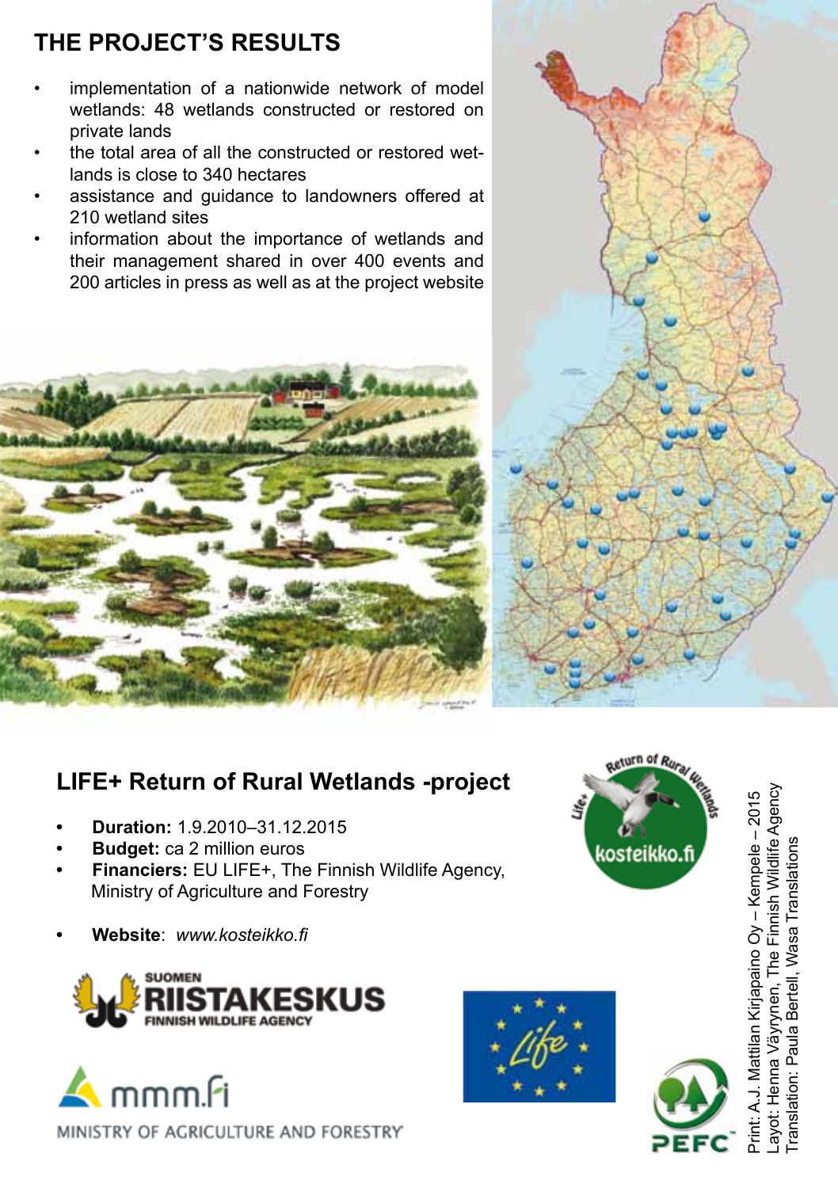# THE PROJECT'S RESULTS

- implementation of a nationwide network of model wetlands: 48 wetlands constructed or restored on private lands
- the total area of all the constructed or restored wetlands is close to 340 hectares
- assistance and guidance to landowners offered at 210 wetland sites
- information about the importance of wetlands and their management shared in over 400 events and 200 articles in press as well as at the project website

## LIFE+ Return of Rural Wetlands -project

- **Duration:** 1.9.2010–31.12.2015
- **Budget:** ca 2 million euros
- **Financiers:** EU LIFE+, The Finnish Wildlife Agency, Ministry of Agriculture and Forestry
- **Website**: *www.kosteikko.fi*

Life+ Return of Rural Wetlands
kosteikko.fi

SUOMEN RIISTAKESKUS
FINNISH WILDLIFE AGENCY

mmm.fi
MINISTRY OF AGRICULTURE AND FORESTRY

Life

PEFC

Print: A.J. Mattilan Kirjapaino Oy – Kempele – 2015
Layot: Henna Väyrynen, The Finnish Wildlife Agency
Translation: Paula Bertell, Wasa Translations